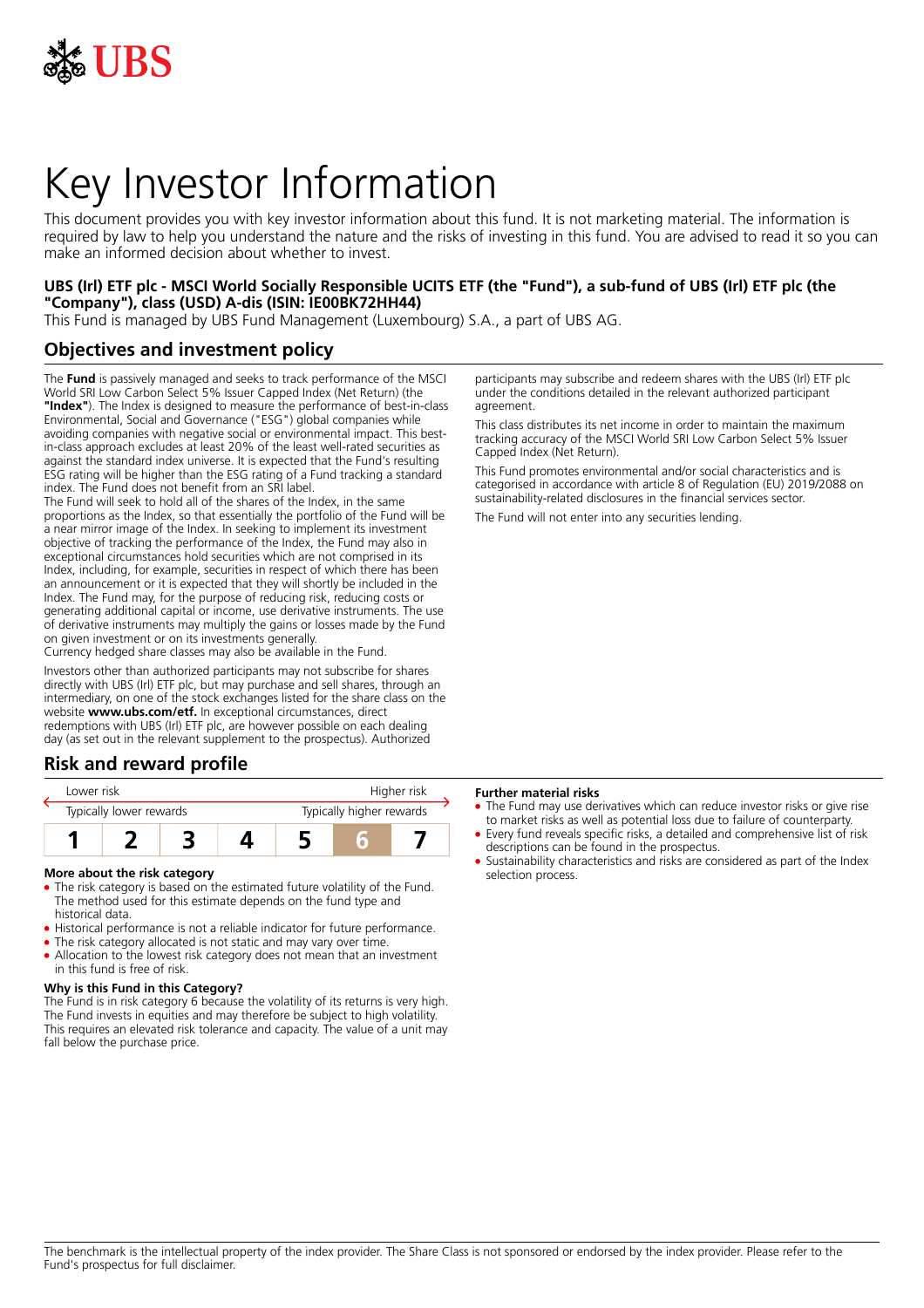UBS

# Key Investor Information

This document provides you with key investor information about this fund. It is not marketing material. The information is required by law to help you understand the nature and the risks of investing in this fund. You are advised to read it so you can make an informed decision about whether to invest.

**UBS (Irl) ETF plc - MSCI World Socially Responsible UCITS ETF (the "Fund"), a sub-fund of UBS (Irl) ETF plc (the "Company"), class (USD) A-dis (ISIN: IE00BK72HH44)**

This Fund is managed by UBS Fund Management (Luxembourg) S.A., a part of UBS AG.

## Objectives and investment policy

The **Fund** is passively managed and seeks to track performance of the MSCI World SRI Low Carbon Select 5% Issuer Capped Index (Net Return) (the **"Index"**). The Index is designed to measure the performance of best-in-class Environmental, Social and Governance ("ESG") global companies while avoiding companies with negative social or environmental impact. This best-in-class approach excludes at least 20% of the least well-rated securities as against the standard index universe. It is expected that the Fund's resulting ESG rating will be higher than the ESG rating of a Fund tracking a standard index. The Fund does not benefit from an SRI label.

The Fund will seek to hold all of the shares of the Index, in the same proportions as the Index, so that essentially the portfolio of the Fund will be a near mirror image of the Index. In seeking to implement its investment objective of tracking the performance of the Index, the Fund may also in exceptional circumstances hold securities which are not comprised in its Index, including, for example, securities in respect of which there has been an announcement or it is expected that they will shortly be included in the Index. The Fund may, for the purpose of reducing risk, reducing costs or generating additional capital or income, use derivative instruments. The use of derivative instruments may multiply the gains or losses made by the Fund on given investment or on its investments generally.

Currency hedged share classes may also be available in the Fund.

Investors other than authorized participants may not subscribe for shares directly with UBS (Irl) ETF plc, but may purchase and sell shares, through an intermediary, on one of the stock exchanges listed for the share class on the website **www.ubs.com/etf.** In exceptional circumstances, direct redemptions with UBS (Irl) ETF plc, are however possible on each dealing day (as set out in the relevant supplement to the prospectus). Authorized participants may subscribe and redeem shares with the UBS (Irl) ETF plc under the conditions detailed in the relevant authorized participant agreement.

This class distributes its net income in order to maintain the maximum tracking accuracy of the MSCI World SRI Low Carbon Select 5% Issuer Capped Index (Net Return).

This Fund promotes environmental and/or social characteristics and is categorised in accordance with article 8 of Regulation (EU) 2019/2088 on sustainability-related disclosures in the financial services sector.

The Fund will not enter into any securities lending.

## Risk and reward profile

| Lower risk | | | | | | Higher risk |
|---|---|---|---|---|---|---|
| Typically lower rewards | | | | | | Typically higher rewards |
| 1 | 2 | 3 | 4 | 5 | **6** | 7 |

### More about the risk category

- The risk category is based on the estimated future volatility of the Fund. The method used for this estimate depends on the fund type and historical data.
- Historical performance is not a reliable indicator for future performance.
- The risk category allocated is not static and may vary over time.
- Allocation to the lowest risk category does not mean that an investment in this fund is free of risk.

### Why is this Fund in this Category?

The Fund is in risk category 6 because the volatility of its returns is very high. The Fund invests in equities and may therefore be subject to high volatility. This requires an elevated risk tolerance and capacity. The value of a unit may fall below the purchase price.

### Further material risks

- The Fund may use derivatives which can reduce investor risks or give rise to market risks as well as potential loss due to failure of counterparty.
- Every fund reveals specific risks, a detailed and comprehensive list of risk descriptions can be found in the prospectus.
- Sustainability characteristics and risks are considered as part of the Index selection process.

The benchmark is the intellectual property of the index provider. The Share Class is not sponsored or endorsed by the index provider. Please refer to the Fund's prospectus for full disclaimer.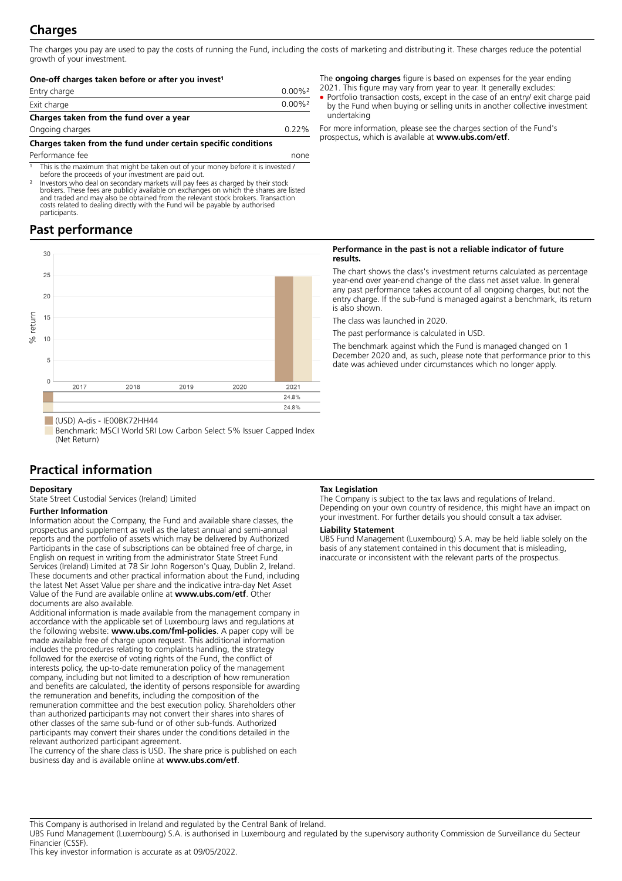## Charges

The charges you pay are used to pay the costs of running the Fund, including the costs of marketing and distributing it. These charges reduce the potential growth of your investment.

| | |
|---|---|
| **One-off charges taken before or after you invest[1]** | |
| Entry charge | 0.00%[2] |
| Exit charge | 0.00%[2] |
| **Charges taken from the fund over a year** | |
| Ongoing charges | 0.22% |
| **Charges taken from the fund under certain specific conditions** | |
| Performance fee | none |

[1] This is the maximum that might be taken out of your money before it is invested / before the proceeds of your investment are paid out.

[2] Investors who deal on secondary markets will pay fees as charged by their stock brokers. These fees are publicly available on exchanges on which the shares are listed and traded and may also be obtained from the relevant stock brokers. Transaction costs related to dealing directly with the Fund will be payable by authorised participants.

The **ongoing charges** figure is based on expenses for the year ending 2021. This figure may vary from year to year. It generally excludes:

- Portfolio transaction costs, except in the case of an entry/ exit charge paid by the Fund when buying or selling units in another collective investment undertaking

For more information, please see the charges section of the Fund's prospectus, which is available at **www.ubs.com/etf**.

## Past performance

30
25
20
15
10
5
0
% return
2017
2018
2019
2020
2021
24.8%
24.8%

(USD) A-dis - IE00BK72HH44

Benchmark: MSCI World SRI Low Carbon Select 5% Issuer Capped Index (Net Return)

**Performance in the past is not a reliable indicator of future results.**

The chart shows the class's investment returns calculated as percentage year-end over year-end change of the class net asset value. In general any past performance takes account of all ongoing charges, but not the entry charge. If the sub-fund is managed against a benchmark, its return is also shown.

The class was launched in 2020.

The past performance is calculated in USD.

The benchmark against which the Fund is managed changed on 1 December 2020 and, as such, please note that performance prior to this date was achieved under circumstances which no longer apply.

## Practical information

**Depositary**

State Street Custodial Services (Ireland) Limited

**Further Information**

Information about the Company, the Fund and available share classes, the prospectus and supplement as well as the latest annual and semi-annual reports and the portfolio of assets which may be delivered by Authorized Participants in the case of subscriptions can be obtained free of charge, in English on request in writing from the administrator State Street Fund Services (Ireland) Limited at 78 Sir John Rogerson's Quay, Dublin 2, Ireland. These documents and other practical information about the Fund, including the latest Net Asset Value per share and the indicative intra-day Net Asset Value of the Fund are available online at **www.ubs.com/etf**. Other documents are also available.

Additional information is made available from the management company in accordance with the applicable set of Luxembourg laws and regulations at the following website: **www.ubs.com/fml-policies**. A paper copy will be made available free of charge upon request. This additional information includes the procedures relating to complaints handling, the strategy followed for the exercise of voting rights of the Fund, the conflict of interests policy, the up-to-date remuneration policy of the management company, including but not limited to a description of how remuneration and benefits are calculated, the identity of persons responsible for awarding the remuneration and benefits, including the composition of the remuneration committee and the best execution policy. Shareholders other than authorized participants may not convert their shares into shares of other classes of the same sub-fund or of other sub-funds. Authorized participants may convert their shares under the conditions detailed in the relevant authorized participant agreement.

The currency of the share class is USD. The share price is published on each business day and is available online at **www.ubs.com/etf**.

**Tax Legislation**

The Company is subject to the tax laws and regulations of Ireland. Depending on your own country of residence, this might have an impact on your investment. For further details you should consult a tax adviser.

**Liability Statement**

UBS Fund Management (Luxembourg) S.A. may be held liable solely on the basis of any statement contained in this document that is misleading, inaccurate or inconsistent with the relevant parts of the prospectus.

This Company is authorised in Ireland and regulated by the Central Bank of Ireland.

UBS Fund Management (Luxembourg) S.A. is authorised in Luxembourg and regulated by the supervisory authority Commission de Surveillance du Secteur Financier (CSSF).

This key investor information is accurate as at 09/05/2022.